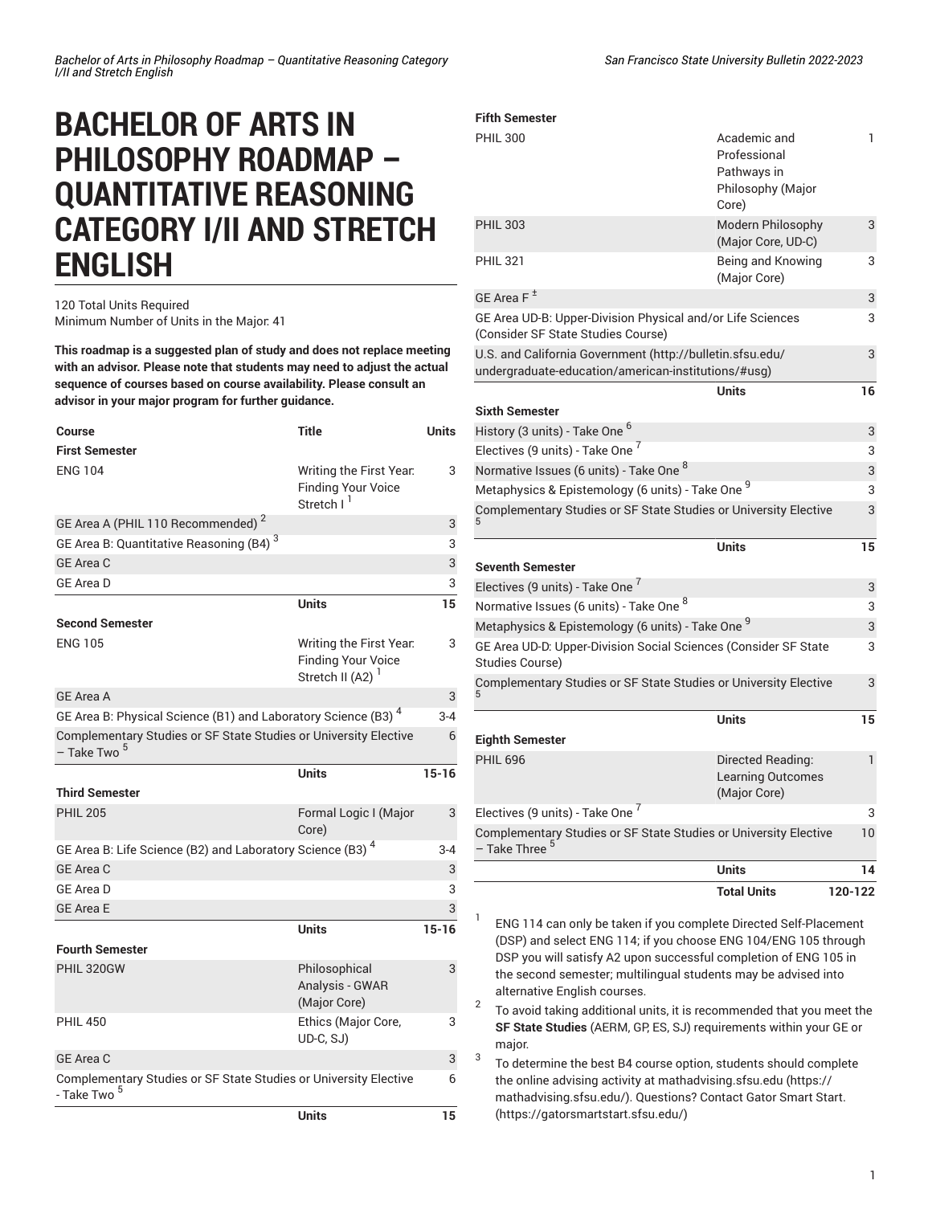# BACHELOR OF ARTS IN PHILOSOPHY ROADMAP – QUANTITATIVE REASONING CATEGORY I/II AND STRETCH ENGLISH

120 Total Units Required
Minimum Number of Units in the Major: 41

**This roadmap is a suggested plan of study and does not replace meeting with an advisor. Please note that students may need to adjust the actual sequence of courses based on course availability. Please consult an advisor in your major program for further guidance.**

| Course | Title | Units |
|---|---|---|
| **First Semester** | | |
| ENG 104 | Writing the First Year: Finding Your Voice Stretch I [1] | 3 |
| GE Area A (PHIL 110 Recommended) [2] | | 3 |
| GE Area B: Quantitative Reasoning (B4) [3] | | 3 |
| GE Area C | | 3 |
| GE Area D | | 3 |
| | **Units** | **15** |
| **Second Semester** | | |
| ENG 105 | Writing the First Year: Finding Your Voice Stretch II (A2) [1] | 3 |
| GE Area A | | 3 |
| GE Area B: Physical Science (B1) and Laboratory Science (B3) [4] | | 3-4 |
| Complementary Studies or SF State Studies or University Elective – Take Two [5] | | 6 |
| | **Units** | **15-16** |
| **Third Semester** | | |
| PHIL 205 | Formal Logic I (Major Core) | 3 |
| GE Area B: Life Science (B2) and Laboratory Science (B3) [4] | | 3-4 |
| GE Area C | | 3 |
| GE Area D | | 3 |
| GE Area E | | 3 |
| | **Units** | **15-16** |
| **Fourth Semester** | | |
| PHIL 320GW | Philosophical Analysis - GWAR (Major Core) | 3 |
| PHIL 450 | Ethics (Major Core, UD-C, SJ) | 3 |
| GE Area C | | 3 |
| Complementary Studies or SF State Studies or University Elective - Take Two [5] | | 6 |
| | **Units** | **15** |
| **Fifth Semester** | | |
| PHIL 300 | Academic and Professional Pathways in Philosophy (Major Core) | 1 |
| PHIL 303 | Modern Philosophy (Major Core, UD-C) | 3 |
| PHIL 321 | Being and Knowing (Major Core) | 3 |
| GE Area F [±] | | 3 |
| GE Area UD-B: Upper-Division Physical and/or Life Sciences (Consider SF State Studies Course) | | 3 |
| U.S. and California Government (http://bulletin.sfsu.edu/undergraduate-education/american-institutions/#usg) | | 3 |
| | **Units** | **16** |
| **Sixth Semester** | | |
| History (3 units) - Take One [6] | | 3 |
| Electives (9 units) - Take One [7] | | 3 |
| Normative Issues (6 units) - Take One [8] | | 3 |
| Metaphysics & Epistemology (6 units) - Take One [9] | | 3 |
| Complementary Studies or SF State Studies or University Elective [5] | | 3 |
| | **Units** | **15** |
| **Seventh Semester** | | |
| Electives (9 units) - Take One [7] | | 3 |
| Normative Issues (6 units) - Take One [8] | | 3 |
| Metaphysics & Epistemology (6 units) - Take One [9] | | 3 |
| GE Area UD-D: Upper-Division Social Sciences (Consider SF State Studies Course) | | 3 |
| Complementary Studies or SF State Studies or University Elective [5] | | 3 |
| | **Units** | **15** |
| **Eighth Semester** | | |
| PHIL 696 | Directed Reading: Learning Outcomes (Major Core) | 1 |
| Electives (9 units) - Take One [7] | | 3 |
| Complementary Studies or SF State Studies or University Elective – Take Three [5] | | 10 |
| | **Units** | **14** |
| | **Total Units** | **120-122** |

1. ENG 114 can only be taken if you complete Directed Self-Placement (DSP) and select ENG 114; if you choose ENG 104/ENG 105 through DSP you will satisfy A2 upon successful completion of ENG 105 in the second semester; multilingual students may be advised into alternative English courses.
2. To avoid taking additional units, it is recommended that you meet the **SF State Studies** (AERM, GP, ES, SJ) requirements within your GE or major.
3. To determine the best B4 course option, students should complete the online advising activity at mathadvising.sfsu.edu (https://mathadvising.sfsu.edu/). Questions? Contact Gator Smart Start. (https://gatorsmartstart.sfsu.edu/)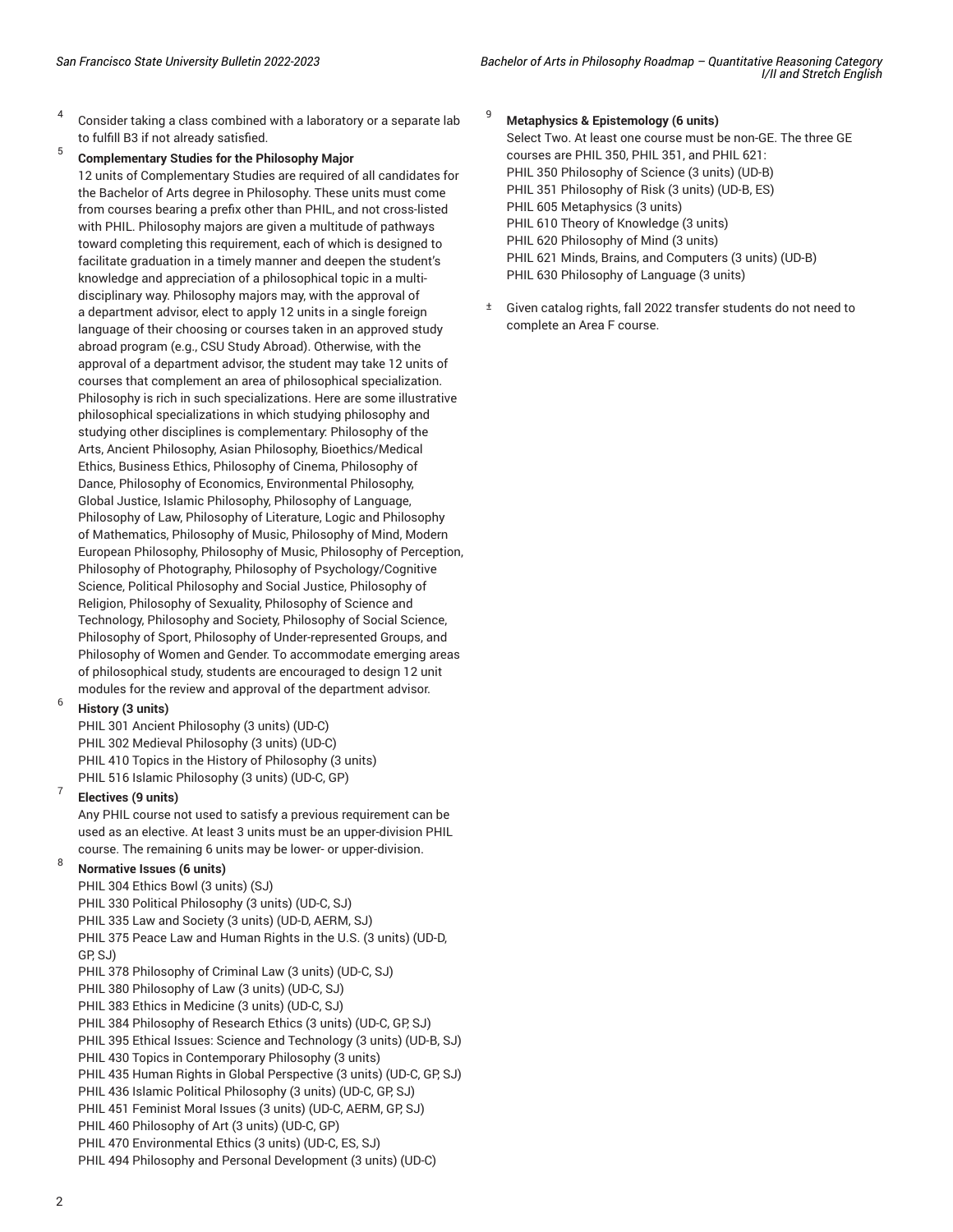[4] Consider taking a class combined with a laboratory or a separate lab to fulfill B3 if not already satisfied.

[5] **Complementary Studies for the Philosophy Major**

12 units of Complementary Studies are required of all candidates for the Bachelor of Arts degree in Philosophy. These units must come from courses bearing a prefix other than PHIL, and not cross-listed with PHIL. Philosophy majors are given a multitude of pathways toward completing this requirement, each of which is designed to facilitate graduation in a timely manner and deepen the student's knowledge and appreciation of a philosophical topic in a multi-disciplinary way. Philosophy majors may, with the approval of a department advisor, elect to apply 12 units in a single foreign language of their choosing or courses taken in an approved study abroad program (e.g., CSU Study Abroad). Otherwise, with the approval of a department advisor, the student may take 12 units of courses that complement an area of philosophical specialization. Philosophy is rich in such specializations. Here are some illustrative philosophical specializations in which studying philosophy and studying other disciplines is complementary: Philosophy of the Arts, Ancient Philosophy, Asian Philosophy, Bioethics/Medical Ethics, Business Ethics, Philosophy of Cinema, Philosophy of Dance, Philosophy of Economics, Environmental Philosophy, Global Justice, Islamic Philosophy, Philosophy of Language, Philosophy of Law, Philosophy of Literature, Logic and Philosophy of Mathematics, Philosophy of Music, Philosophy of Mind, Modern European Philosophy, Philosophy of Music, Philosophy of Perception, Philosophy of Photography, Philosophy of Psychology/Cognitive Science, Political Philosophy and Social Justice, Philosophy of Religion, Philosophy of Sexuality, Philosophy of Science and Technology, Philosophy and Society, Philosophy of Social Science, Philosophy of Sport, Philosophy of Under-represented Groups, and Philosophy of Women and Gender. To accommodate emerging areas of philosophical study, students are encouraged to design 12 unit modules for the review and approval of the department advisor.

[6] **History (3 units)**

PHIL 301 Ancient Philosophy (3 units) (UD-C)
PHIL 302 Medieval Philosophy (3 units) (UD-C)
PHIL 410 Topics in the History of Philosophy (3 units)
PHIL 516 Islamic Philosophy (3 units) (UD-C, GP)

[7] **Electives (9 units)**

Any PHIL course not used to satisfy a previous requirement can be used as an elective. At least 3 units must be an upper-division PHIL course. The remaining 6 units may be lower- or upper-division.

[8] **Normative Issues (6 units)**

PHIL 304 Ethics Bowl (3 units) (SJ)
PHIL 330 Political Philosophy (3 units) (UD-C, SJ)
PHIL 335 Law and Society (3 units) (UD-D, AERM, SJ)
PHIL 375 Peace Law and Human Rights in the U.S. (3 units) (UD-D, GP, SJ)
PHIL 378 Philosophy of Criminal Law (3 units) (UD-C, SJ)
PHIL 380 Philosophy of Law (3 units) (UD-C, SJ)
PHIL 383 Ethics in Medicine (3 units) (UD-C, SJ)
PHIL 384 Philosophy of Research Ethics (3 units) (UD-C, GP, SJ)
PHIL 395 Ethical Issues: Science and Technology (3 units) (UD-B, SJ)
PHIL 430 Topics in Contemporary Philosophy (3 units)
PHIL 435 Human Rights in Global Perspective (3 units) (UD-C, GP, SJ)
PHIL 436 Islamic Political Philosophy (3 units) (UD-C, GP, SJ)
PHIL 451 Feminist Moral Issues (3 units) (UD-C, AERM, GP, SJ)
PHIL 460 Philosophy of Art (3 units) (UD-C, GP)
PHIL 470 Environmental Ethics (3 units) (UD-C, ES, SJ)
PHIL 494 Philosophy and Personal Development (3 units) (UD-C)

[9] **Metaphysics & Epistemology (6 units)**

Select Two. At least one course must be non-GE. The three GE courses are PHIL 350, PHIL 351, and PHIL 621:
PHIL 350 Philosophy of Science (3 units) (UD-B)
PHIL 351 Philosophy of Risk (3 units) (UD-B, ES)
PHIL 605 Metaphysics (3 units)
PHIL 610 Theory of Knowledge (3 units)
PHIL 620 Philosophy of Mind (3 units)
PHIL 621 Minds, Brains, and Computers (3 units) (UD-B)
PHIL 630 Philosophy of Language (3 units)

± Given catalog rights, fall 2022 transfer students do not need to complete an Area F course.